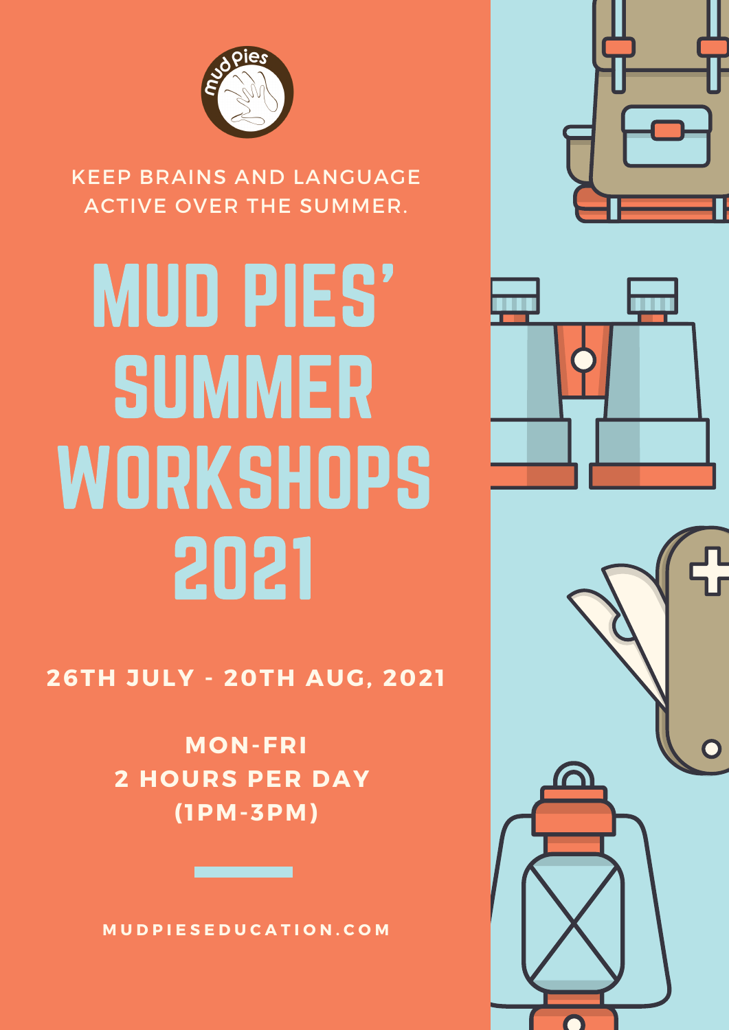KEEP BRAINS AND LANGUAGE ACTIVE OVER THE SUMMER.

# MUD PIES' SUMMER WORKSHOPS 2021

**26TH JULY - 20TH AUG, 2021**

**MON-FRI**
**2 HOURS PER DAY**
**(1PM-3PM)**

MUDPIESEDUCATION.COM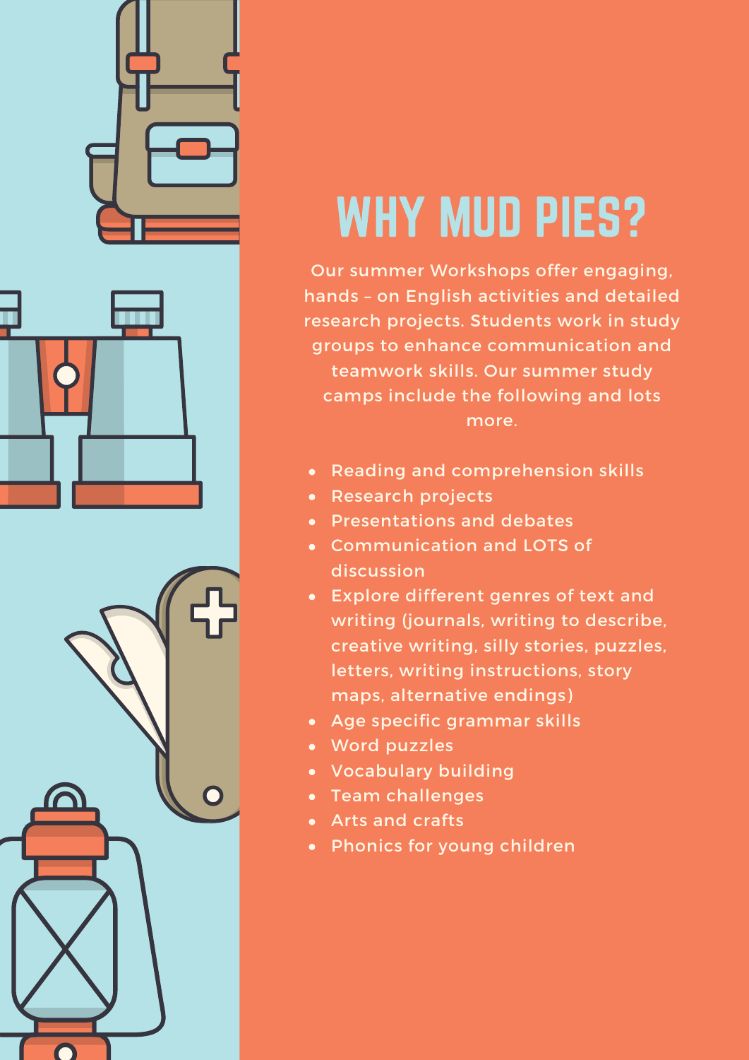# WHY MUD PIES?

Our summer Workshops offer engaging, hands – on English activities and detailed research projects. Students work in study groups to enhance communication and teamwork skills. Our summer study camps include the following and lots more.

- Reading and comprehension skills
- Research projects
- Presentations and debates
- Communication and LOTS of discussion
- Explore different genres of text and writing (journals, writing to describe, creative writing, silly stories, puzzles, letters, writing instructions, story maps, alternative endings)
- Age specific grammar skills
- Word puzzles
- Vocabulary building
- Team challenges
- Arts and crafts
- Phonics for young children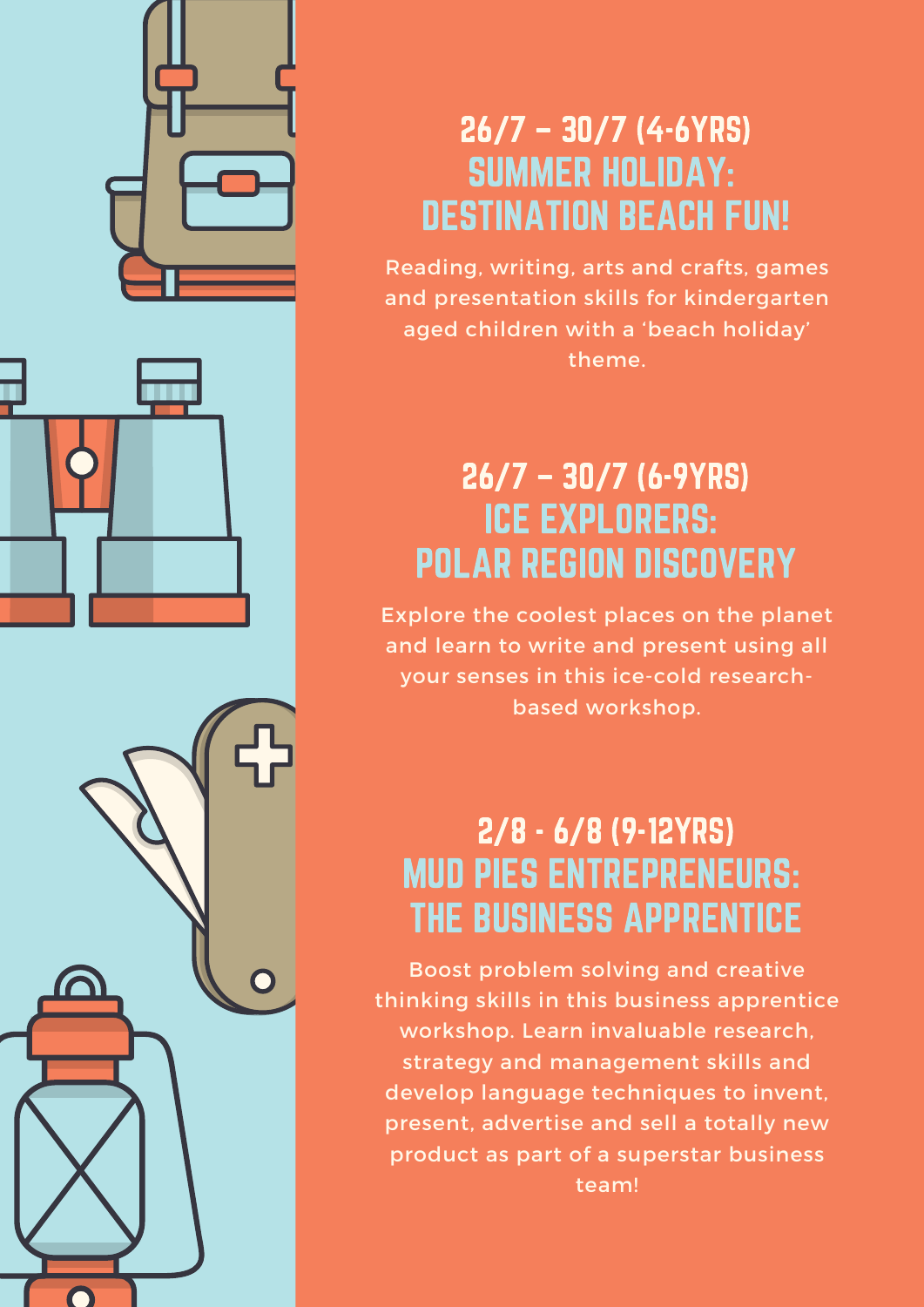## 26/7 – 30/7 (4-6YRS)
## SUMMER HOLIDAY: DESTINATION BEACH FUN!

Reading, writing, arts and crafts, games and presentation skills for kindergarten aged children with a 'beach holiday' theme.

## 26/7 – 30/7 (6-9YRS)
## ICE EXPLORERS: POLAR REGION DISCOVERY

Explore the coolest places on the planet and learn to write and present using all your senses in this ice-cold research-based workshop.

## 2/8 - 6/8 (9-12YRS)
## MUD PIES ENTREPRENEURS: THE BUSINESS APPRENTICE

Boost problem solving and creative thinking skills in this business apprentice workshop. Learn invaluable research, strategy and management skills and develop language techniques to invent, present, advertise and sell a totally new product as part of a superstar business team!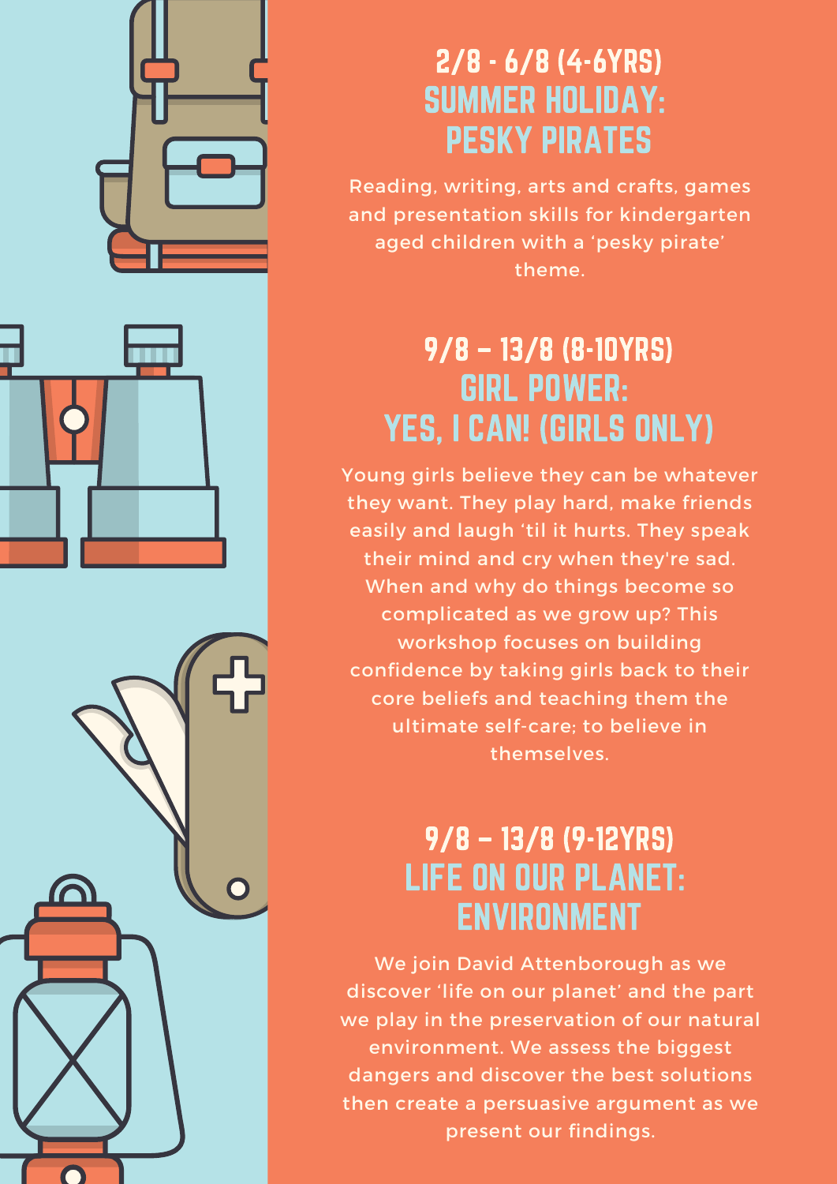## 2/8 - 6/8 (4-6YRS)
## SUMMER HOLIDAY: PESKY PIRATES

Reading, writing, arts and crafts, games and presentation skills for kindergarten aged children with a 'pesky pirate' theme.

## 9/8 – 13/8 (8-10YRS)
## GIRL POWER: YES, I CAN! (GIRLS ONLY)

Young girls believe they can be whatever they want. They play hard, make friends easily and laugh 'til it hurts. They speak their mind and cry when they're sad. When and why do things become so complicated as we grow up? This workshop focuses on building confidence by taking girls back to their core beliefs and teaching them the ultimate self-care; to believe in themselves.

## 9/8 – 13/8 (9-12YRS)
## LIFE ON OUR PLANET: ENVIRONMENT

We join David Attenborough as we discover 'life on our planet' and the part we play in the preservation of our natural environment. We assess the biggest dangers and discover the best solutions then create a persuasive argument as we present our findings.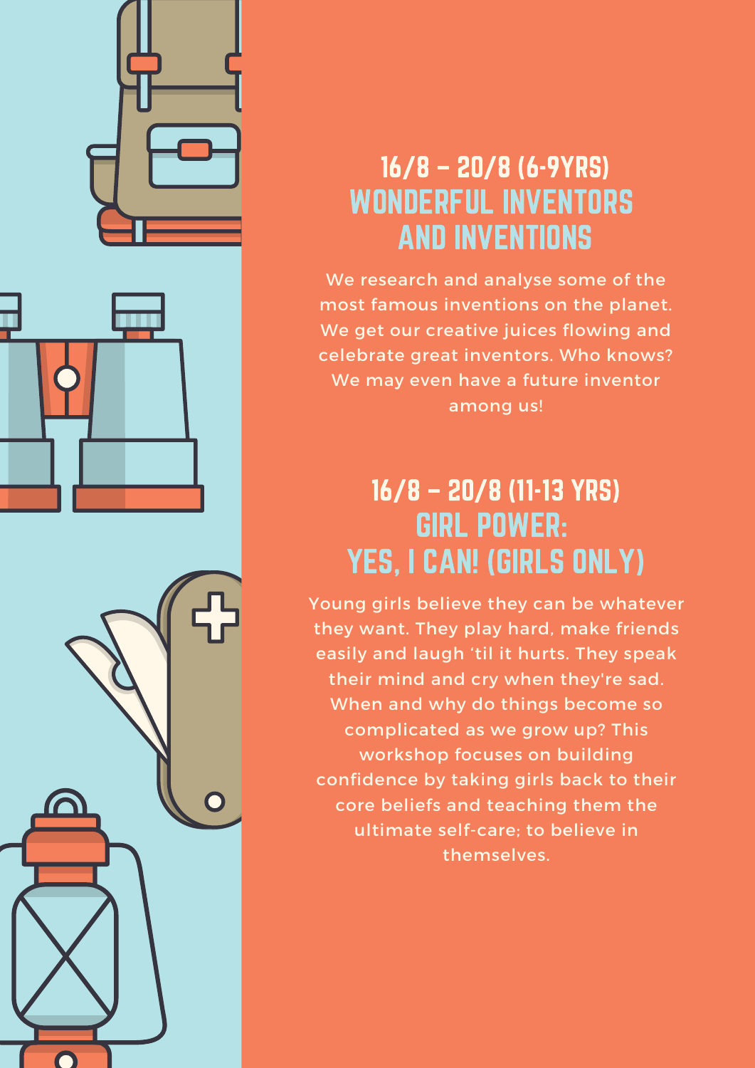## 16/8 – 20/8 (6-9YRS)
## WONDERFUL INVENTORS AND INVENTIONS

We research and analyse some of the most famous inventions on the planet. We get our creative juices flowing and celebrate great inventors. Who knows? We may even have a future inventor among us!

## 16/8 – 20/8 (11-13 YRS)
## GIRL POWER: YES, I CAN! (GIRLS ONLY)

Young girls believe they can be whatever they want. They play hard, make friends easily and laugh 'til it hurts. They speak their mind and cry when they're sad. When and why do things become so complicated as we grow up? This workshop focuses on building confidence by taking girls back to their core beliefs and teaching them the ultimate self-care; to believe in themselves.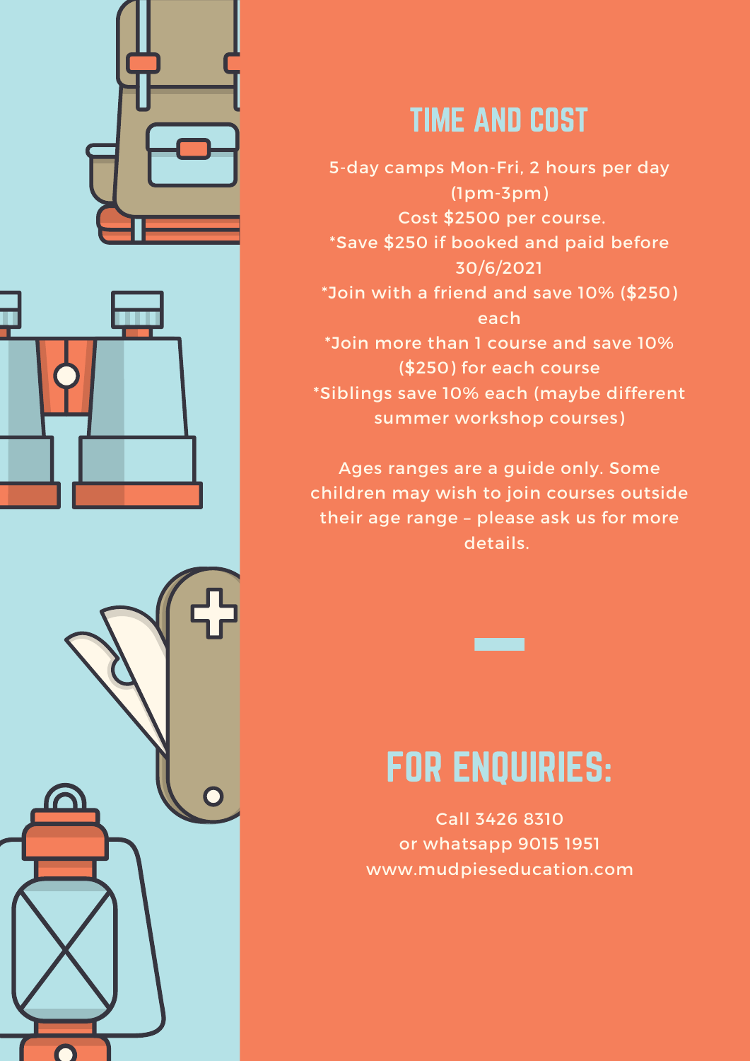## TIME AND COST

5-day camps Mon-Fri, 2 hours per day (1pm-3pm)
Cost $2500 per course.
*Save $250 if booked and paid before 30/6/2021
*Join with a friend and save 10% ($250) each
*Join more than 1 course and save 10% ($250) for each course
*Siblings save 10% each (maybe different summer workshop courses)

Ages ranges are a guide only. Some children may wish to join courses outside their age range – please ask us for more details.

## FOR ENQUIRIES:

Call 3426 8310
or whatsapp 9015 1951
www.mudpieseducation.com